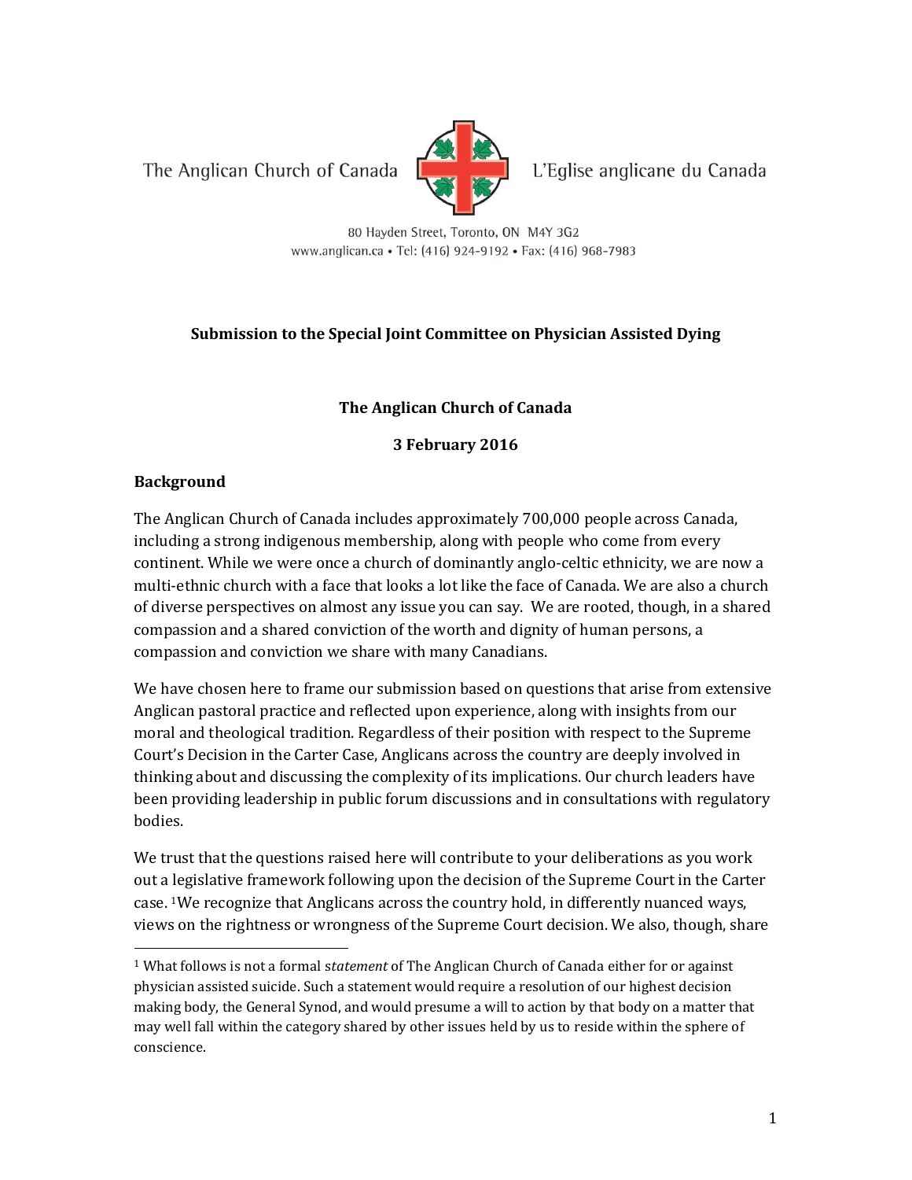The Anglican Church of Canada L'Eglise anglicane du Canada

80 Hayden Street, Toronto, ON M4Y 3G2
www.anglican.ca • Tel: (416) 924-9192 • Fax: (416) 968-7983

**Submission to the Special Joint Committee on Physician Assisted Dying**

**The Anglican Church of Canada**

**3 February 2016**

## Background

The Anglican Church of Canada includes approximately 700,000 people across Canada, including a strong indigenous membership, along with people who come from every continent. While we were once a church of dominantly anglo-celtic ethnicity, we are now a multi-ethnic church with a face that looks a lot like the face of Canada. We are also a church of diverse perspectives on almost any issue you can say. We are rooted, though, in a shared compassion and a shared conviction of the worth and dignity of human persons, a compassion and conviction we share with many Canadians.

We have chosen here to frame our submission based on questions that arise from extensive Anglican pastoral practice and reflected upon experience, along with insights from our moral and theological tradition. Regardless of their position with respect to the Supreme Court's Decision in the Carter Case, Anglicans across the country are deeply involved in thinking about and discussing the complexity of its implications. Our church leaders have been providing leadership in public forum discussions and in consultations with regulatory bodies.

We trust that the questions raised here will contribute to your deliberations as you work out a legislative framework following upon the decision of the Supreme Court in the Carter case. [1]We recognize that Anglicans across the country hold, in differently nuanced ways, views on the rightness or wrongness of the Supreme Court decision. We also, though, share

[1] What follows is not a formal s*tatement* of The Anglican Church of Canada either for or against physician assisted suicide. Such a statement would require a resolution of our highest decision making body, the General Synod, and would presume a will to action by that body on a matter that may well fall within the category shared by other issues held by us to reside within the sphere of conscience.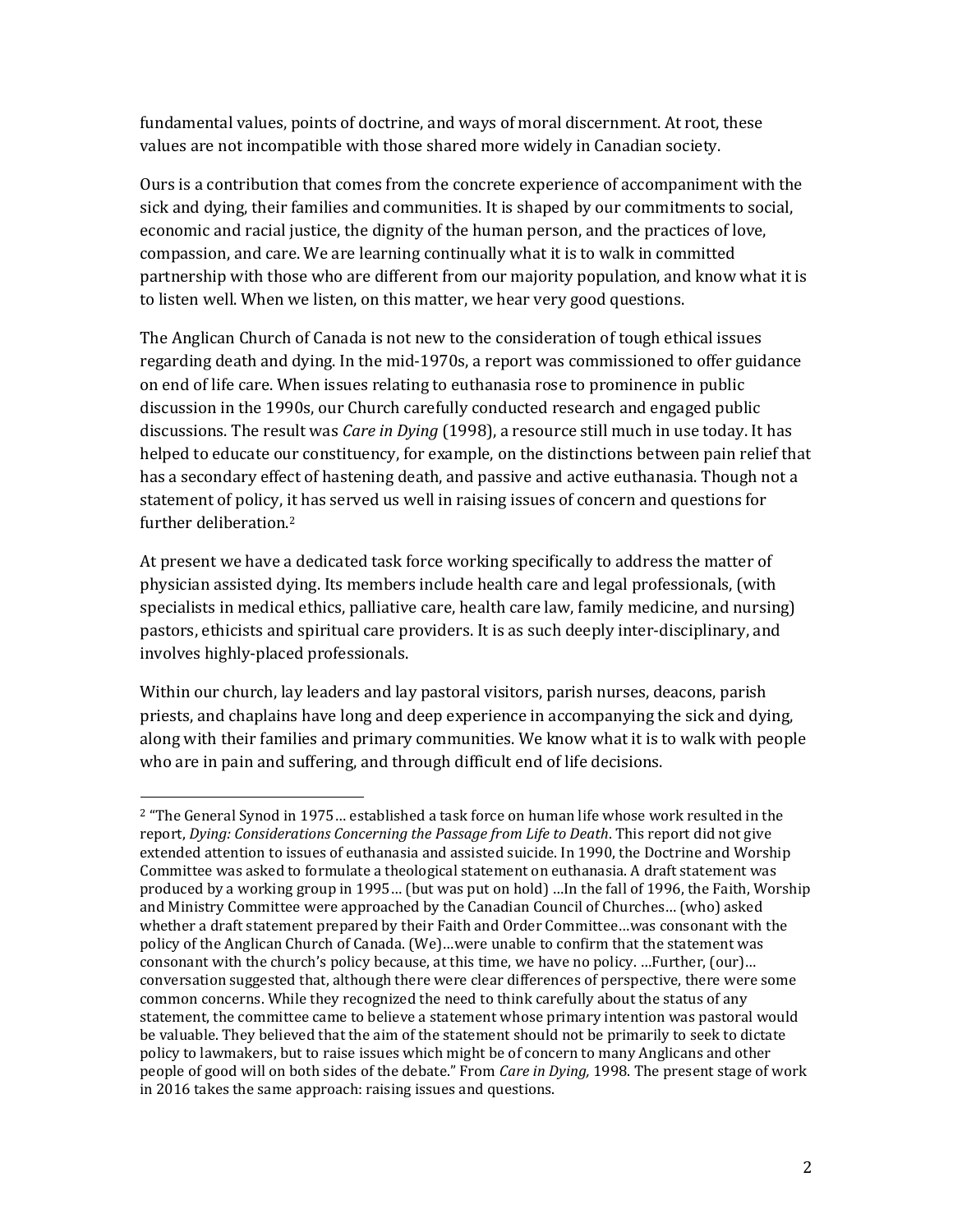fundamental values, points of doctrine, and ways of moral discernment. At root, these values are not incompatible with those shared more widely in Canadian society.

Ours is a contribution that comes from the concrete experience of accompaniment with the sick and dying, their families and communities. It is shaped by our commitments to social, economic and racial justice, the dignity of the human person, and the practices of love, compassion, and care. We are learning continually what it is to walk in committed partnership with those who are different from our majority population, and know what it is to listen well. When we listen, on this matter, we hear very good questions.

The Anglican Church of Canada is not new to the consideration of tough ethical issues regarding death and dying. In the mid-1970s, a report was commissioned to offer guidance on end of life care. When issues relating to euthanasia rose to prominence in public discussion in the 1990s, our Church carefully conducted research and engaged public discussions. The result was *Care in Dying* (1998), a resource still much in use today. It has helped to educate our constituency, for example, on the distinctions between pain relief that has a secondary effect of hastening death, and passive and active euthanasia. Though not a statement of policy, it has served us well in raising issues of concern and questions for further deliberation.[2]

At present we have a dedicated task force working specifically to address the matter of physician assisted dying. Its members include health care and legal professionals, (with specialists in medical ethics, palliative care, health care law, family medicine, and nursing) pastors, ethicists and spiritual care providers. It is as such deeply inter-disciplinary, and involves highly-placed professionals.

Within our church, lay leaders and lay pastoral visitors, parish nurses, deacons, parish priests, and chaplains have long and deep experience in accompanying the sick and dying, along with their families and primary communities. We know what it is to walk with people who are in pain and suffering, and through difficult end of life decisions.

---

[2] "The General Synod in 1975… established a task force on human life whose work resulted in the report, *Dying: Considerations Concerning the Passage from Life to Death*. This report did not give extended attention to issues of euthanasia and assisted suicide. In 1990, the Doctrine and Worship Committee was asked to formulate a theological statement on euthanasia. A draft statement was produced by a working group in 1995… (but was put on hold) …In the fall of 1996, the Faith, Worship and Ministry Committee were approached by the Canadian Council of Churches… (who) asked whether a draft statement prepared by their Faith and Order Committee…was consonant with the policy of the Anglican Church of Canada. (We)…were unable to confirm that the statement was consonant with the church's policy because, at this time, we have no policy. …Further, (our)… conversation suggested that, although there were clear differences of perspective, there were some common concerns. While they recognized the need to think carefully about the status of any statement, the committee came to believe a statement whose primary intention was pastoral would be valuable. They believed that the aim of the statement should not be primarily to seek to dictate policy to lawmakers, but to raise issues which might be of concern to many Anglicans and other people of good will on both sides of the debate." From *Care in Dying,* 1998. The present stage of work in 2016 takes the same approach: raising issues and questions.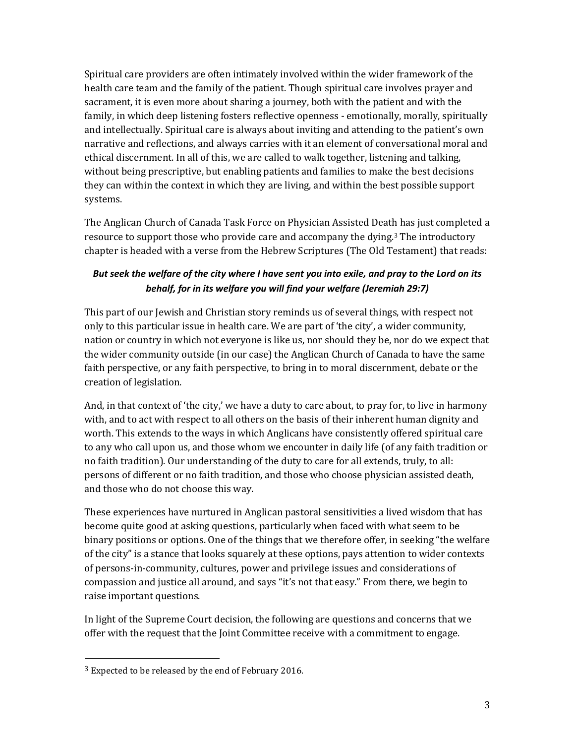Spiritual care providers are often intimately involved within the wider framework of the health care team and the family of the patient. Though spiritual care involves prayer and sacrament, it is even more about sharing a journey, both with the patient and with the family, in which deep listening fosters reflective openness - emotionally, morally, spiritually and intellectually. Spiritual care is always about inviting and attending to the patient's own narrative and reflections, and always carries with it an element of conversational moral and ethical discernment. In all of this, we are called to walk together, listening and talking, without being prescriptive, but enabling patients and families to make the best decisions they can within the context in which they are living, and within the best possible support systems.

The Anglican Church of Canada Task Force on Physician Assisted Death has just completed a resource to support those who provide care and accompany the dying.[3] The introductory chapter is headed with a verse from the Hebrew Scriptures (The Old Testament) that reads:

***But seek the welfare of the city where I have sent you into exile, and pray to the Lord on its behalf, for in its welfare you will find your welfare (Jeremiah 29:7)***

This part of our Jewish and Christian story reminds us of several things, with respect not only to this particular issue in health care. We are part of 'the city', a wider community, nation or country in which not everyone is like us, nor should they be, nor do we expect that the wider community outside (in our case) the Anglican Church of Canada to have the same faith perspective, or any faith perspective, to bring in to moral discernment, debate or the creation of legislation.

And, in that context of 'the city,' we have a duty to care about, to pray for, to live in harmony with, and to act with respect to all others on the basis of their inherent human dignity and worth. This extends to the ways in which Anglicans have consistently offered spiritual care to any who call upon us, and those whom we encounter in daily life (of any faith tradition or no faith tradition). Our understanding of the duty to care for all extends, truly, to all: persons of different or no faith tradition, and those who choose physician assisted death, and those who do not choose this way.

These experiences have nurtured in Anglican pastoral sensitivities a lived wisdom that has become quite good at asking questions, particularly when faced with what seem to be binary positions or options. One of the things that we therefore offer, in seeking "the welfare of the city" is a stance that looks squarely at these options, pays attention to wider contexts of persons-in-community, cultures, power and privilege issues and considerations of compassion and justice all around, and says "it's not that easy." From there, we begin to raise important questions.

In light of the Supreme Court decision, the following are questions and concerns that we offer with the request that the Joint Committee receive with a commitment to engage.

---

[3] Expected to be released by the end of February 2016.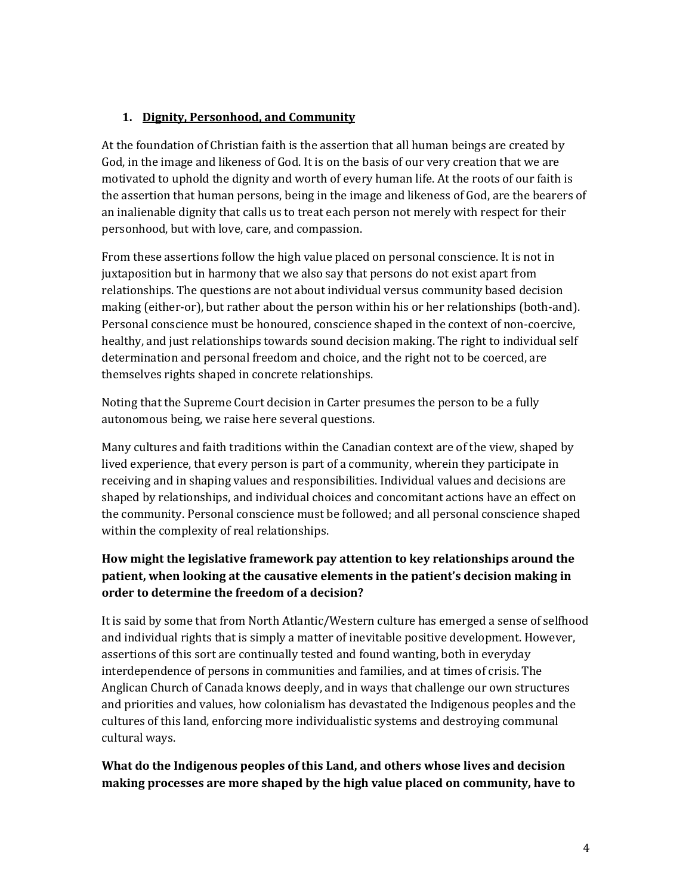## 1. Dignity, Personhood, and Community

At the foundation of Christian faith is the assertion that all human beings are created by God, in the image and likeness of God. It is on the basis of our very creation that we are motivated to uphold the dignity and worth of every human life. At the roots of our faith is the assertion that human persons, being in the image and likeness of God, are the bearers of an inalienable dignity that calls us to treat each person not merely with respect for their personhood, but with love, care, and compassion.

From these assertions follow the high value placed on personal conscience. It is not in juxtaposition but in harmony that we also say that persons do not exist apart from relationships. The questions are not about individual versus community based decision making (either-or), but rather about the person within his or her relationships (both-and). Personal conscience must be honoured, conscience shaped in the context of non-coercive, healthy, and just relationships towards sound decision making. The right to individual self determination and personal freedom and choice, and the right not to be coerced, are themselves rights shaped in concrete relationships.

Noting that the Supreme Court decision in Carter presumes the person to be a fully autonomous being, we raise here several questions.

Many cultures and faith traditions within the Canadian context are of the view, shaped by lived experience, that every person is part of a community, wherein they participate in receiving and in shaping values and responsibilities. Individual values and decisions are shaped by relationships, and individual choices and concomitant actions have an effect on the community. Personal conscience must be followed; and all personal conscience shaped within the complexity of real relationships.

**How might the legislative framework pay attention to key relationships around the patient, when looking at the causative elements in the patient's decision making in order to determine the freedom of a decision?**

It is said by some that from North Atlantic/Western culture has emerged a sense of selfhood and individual rights that is simply a matter of inevitable positive development. However, assertions of this sort are continually tested and found wanting, both in everyday interdependence of persons in communities and families, and at times of crisis. The Anglican Church of Canada knows deeply, and in ways that challenge our own structures and priorities and values, how colonialism has devastated the Indigenous peoples and the cultures of this land, enforcing more individualistic systems and destroying communal cultural ways.

**What do the Indigenous peoples of this Land, and others whose lives and decision making processes are more shaped by the high value placed on community, have to**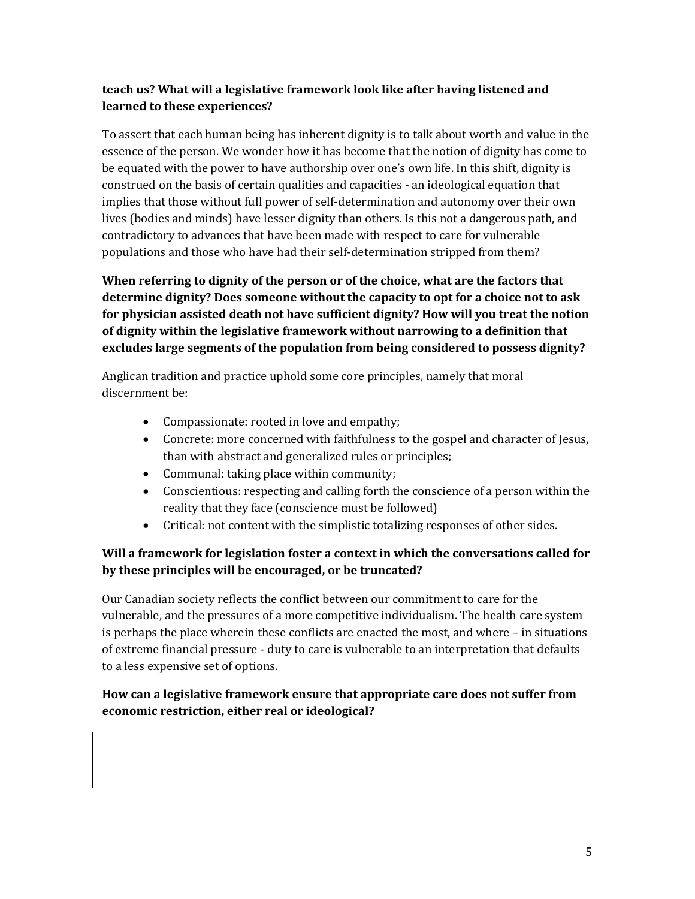**teach us? What will a legislative framework look like after having listened and learned to these experiences?**

To assert that each human being has inherent dignity is to talk about worth and value in the essence of the person. We wonder how it has become that the notion of dignity has come to be equated with the power to have authorship over one's own life. In this shift, dignity is construed on the basis of certain qualities and capacities - an ideological equation that implies that those without full power of self-determination and autonomy over their own lives (bodies and minds) have lesser dignity than others. Is this not a dangerous path, and contradictory to advances that have been made with respect to care for vulnerable populations and those who have had their self-determination stripped from them?

**When referring to dignity of the person or of the choice, what are the factors that determine dignity? Does someone without the capacity to opt for a choice not to ask for physician assisted death not have sufficient dignity? How will you treat the notion of dignity within the legislative framework without narrowing to a definition that excludes large segments of the population from being considered to possess dignity?**

Anglican tradition and practice uphold some core principles, namely that moral discernment be:

- Compassionate: rooted in love and empathy;
- Concrete: more concerned with faithfulness to the gospel and character of Jesus, than with abstract and generalized rules or principles;
- Communal: taking place within community;
- Conscientious: respecting and calling forth the conscience of a person within the reality that they face (conscience must be followed)
- Critical: not content with the simplistic totalizing responses of other sides.

**Will a framework for legislation foster a context in which the conversations called for by these principles will be encouraged, or be truncated?**

Our Canadian society reflects the conflict between our commitment to care for the vulnerable, and the pressures of a more competitive individualism. The health care system is perhaps the place wherein these conflicts are enacted the most, and where – in situations of extreme financial pressure - duty to care is vulnerable to an interpretation that defaults to a less expensive set of options.

**How can a legislative framework ensure that appropriate care does not suffer from economic restriction, either real or ideological?**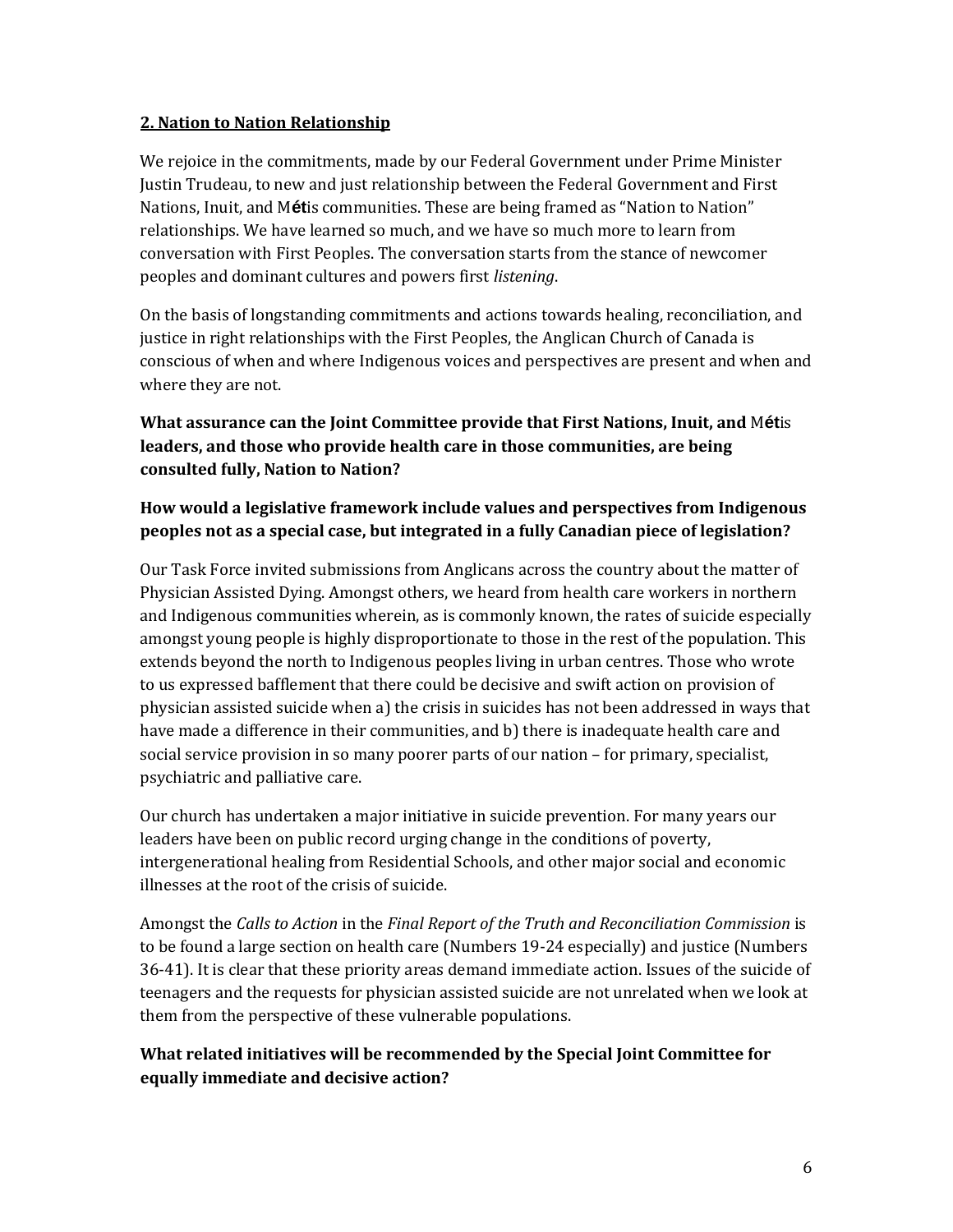## 2. Nation to Nation Relationship

We rejoice in the commitments, made by our Federal Government under Prime Minister Justin Trudeau, to new and just relationship between the Federal Government and First Nations, Inuit, and Métis communities. These are being framed as "Nation to Nation" relationships. We have learned so much, and we have so much more to learn from conversation with First Peoples. The conversation starts from the stance of newcomer peoples and dominant cultures and powers first *listening*.

On the basis of longstanding commitments and actions towards healing, reconciliation, and justice in right relationships with the First Peoples, the Anglican Church of Canada is conscious of when and where Indigenous voices and perspectives are present and when and where they are not.

**What assurance can the Joint Committee provide that First Nations, Inuit, and Métis leaders, and those who provide health care in those communities, are being consulted fully, Nation to Nation?**

**How would a legislative framework include values and perspectives from Indigenous peoples not as a special case, but integrated in a fully Canadian piece of legislation?**

Our Task Force invited submissions from Anglicans across the country about the matter of Physician Assisted Dying. Amongst others, we heard from health care workers in northern and Indigenous communities wherein, as is commonly known, the rates of suicide especially amongst young people is highly disproportionate to those in the rest of the population. This extends beyond the north to Indigenous peoples living in urban centres. Those who wrote to us expressed bafflement that there could be decisive and swift action on provision of physician assisted suicide when a) the crisis in suicides has not been addressed in ways that have made a difference in their communities, and b) there is inadequate health care and social service provision in so many poorer parts of our nation – for primary, specialist, psychiatric and palliative care.

Our church has undertaken a major initiative in suicide prevention. For many years our leaders have been on public record urging change in the conditions of poverty, intergenerational healing from Residential Schools, and other major social and economic illnesses at the root of the crisis of suicide.

Amongst the *Calls to Action* in the *Final Report of the Truth and Reconciliation Commission* is to be found a large section on health care (Numbers 19-24 especially) and justice (Numbers 36-41). It is clear that these priority areas demand immediate action. Issues of the suicide of teenagers and the requests for physician assisted suicide are not unrelated when we look at them from the perspective of these vulnerable populations.

**What related initiatives will be recommended by the Special Joint Committee for equally immediate and decisive action?**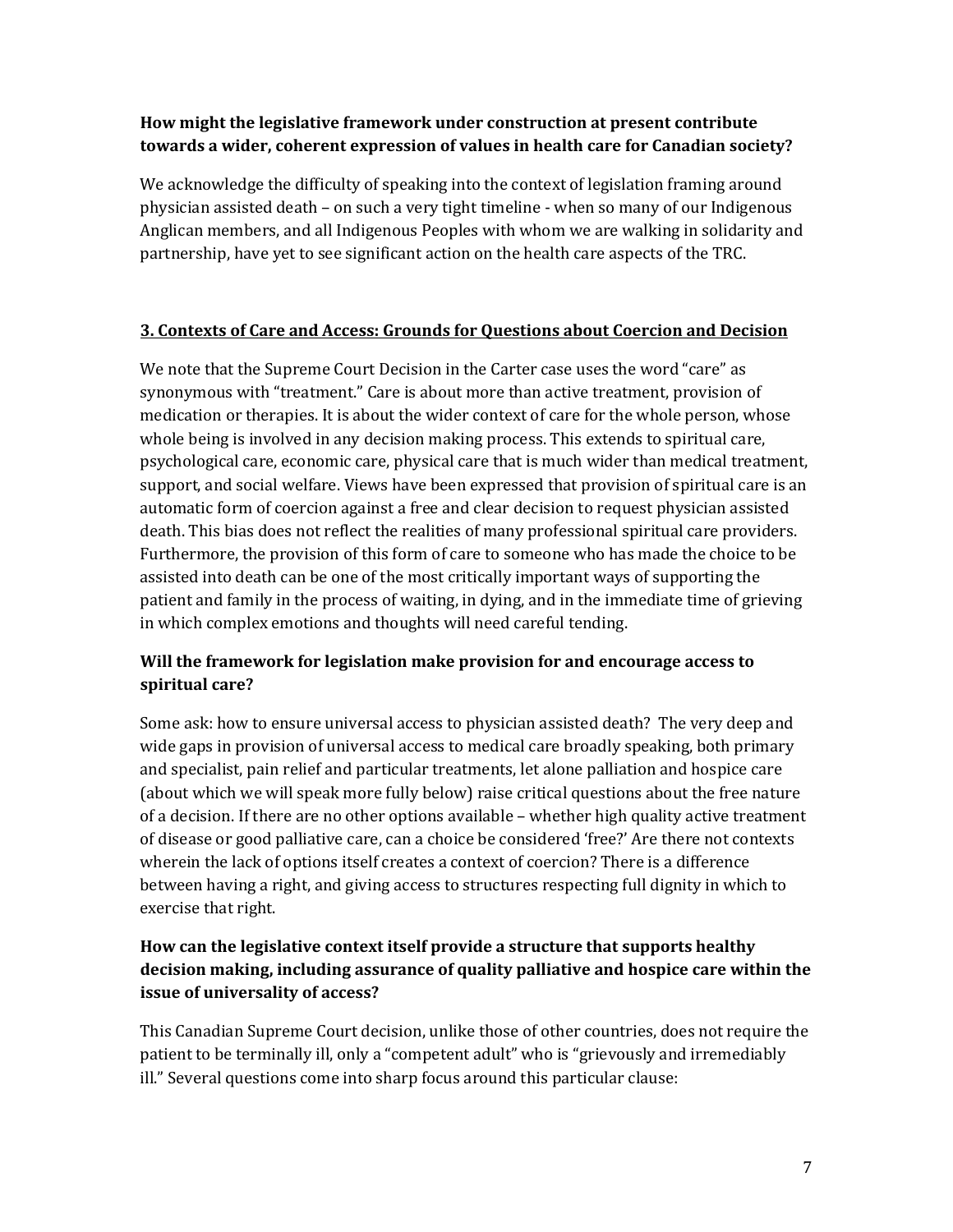**How might the legislative framework under construction at present contribute towards a wider, coherent expression of values in health care for Canadian society?**

We acknowledge the difficulty of speaking into the context of legislation framing around physician assisted death – on such a very tight timeline - when so many of our Indigenous Anglican members, and all Indigenous Peoples with whom we are walking in solidarity and partnership, have yet to see significant action on the health care aspects of the TRC.

## 3. Contexts of Care and Access: Grounds for Questions about Coercion and Decision

We note that the Supreme Court Decision in the Carter case uses the word "care" as synonymous with "treatment." Care is about more than active treatment, provision of medication or therapies. It is about the wider context of care for the whole person, whose whole being is involved in any decision making process. This extends to spiritual care, psychological care, economic care, physical care that is much wider than medical treatment, support, and social welfare. Views have been expressed that provision of spiritual care is an automatic form of coercion against a free and clear decision to request physician assisted death. This bias does not reflect the realities of many professional spiritual care providers. Furthermore, the provision of this form of care to someone who has made the choice to be assisted into death can be one of the most critically important ways of supporting the patient and family in the process of waiting, in dying, and in the immediate time of grieving in which complex emotions and thoughts will need careful tending.

**Will the framework for legislation make provision for and encourage access to spiritual care?**

Some ask: how to ensure universal access to physician assisted death? The very deep and wide gaps in provision of universal access to medical care broadly speaking, both primary and specialist, pain relief and particular treatments, let alone palliation and hospice care (about which we will speak more fully below) raise critical questions about the free nature of a decision. If there are no other options available – whether high quality active treatment of disease or good palliative care, can a choice be considered 'free?' Are there not contexts wherein the lack of options itself creates a context of coercion? There is a difference between having a right, and giving access to structures respecting full dignity in which to exercise that right.

**How can the legislative context itself provide a structure that supports healthy decision making, including assurance of quality palliative and hospice care within the issue of universality of access?**

This Canadian Supreme Court decision, unlike those of other countries, does not require the patient to be terminally ill, only a "competent adult" who is "grievously and irremediably ill." Several questions come into sharp focus around this particular clause: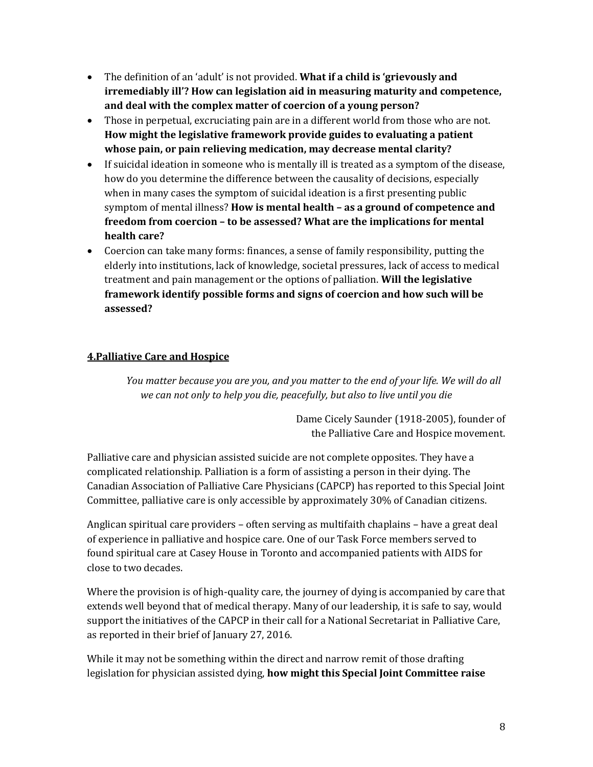- The definition of an 'adult' is not provided. **What if a child is 'grievously and irremediably ill'? How can legislation aid in measuring maturity and competence, and deal with the complex matter of coercion of a young person?**
- Those in perpetual, excruciating pain are in a different world from those who are not. **How might the legislative framework provide guides to evaluating a patient whose pain, or pain relieving medication, may decrease mental clarity?**
- If suicidal ideation in someone who is mentally ill is treated as a symptom of the disease, how do you determine the difference between the causality of decisions, especially when in many cases the symptom of suicidal ideation is a first presenting public symptom of mental illness? **How is mental health – as a ground of competence and freedom from coercion – to be assessed? What are the implications for mental health care?**
- Coercion can take many forms: finances, a sense of family responsibility, putting the elderly into institutions, lack of knowledge, societal pressures, lack of access to medical treatment and pain management or the options of palliation. **Will the legislative framework identify possible forms and signs of coercion and how such will be assessed?**

## 4.Palliative Care and Hospice

> *You matter because you are you, and you matter to the end of your life. We will do all we can not only to help you die, peacefully, but also to live until you die*
>
> Dame Cicely Saunder (1918-2005), founder of the Palliative Care and Hospice movement.

Palliative care and physician assisted suicide are not complete opposites. They have a complicated relationship. Palliation is a form of assisting a person in their dying. The Canadian Association of Palliative Care Physicians (CAPCP) has reported to this Special Joint Committee, palliative care is only accessible by approximately 30% of Canadian citizens.

Anglican spiritual care providers – often serving as multifaith chaplains – have a great deal of experience in palliative and hospice care. One of our Task Force members served to found spiritual care at Casey House in Toronto and accompanied patients with AIDS for close to two decades.

Where the provision is of high-quality care, the journey of dying is accompanied by care that extends well beyond that of medical therapy. Many of our leadership, it is safe to say, would support the initiatives of the CAPCP in their call for a National Secretariat in Palliative Care, as reported in their brief of January 27, 2016.

While it may not be something within the direct and narrow remit of those drafting legislation for physician assisted dying, **how might this Special Joint Committee raise**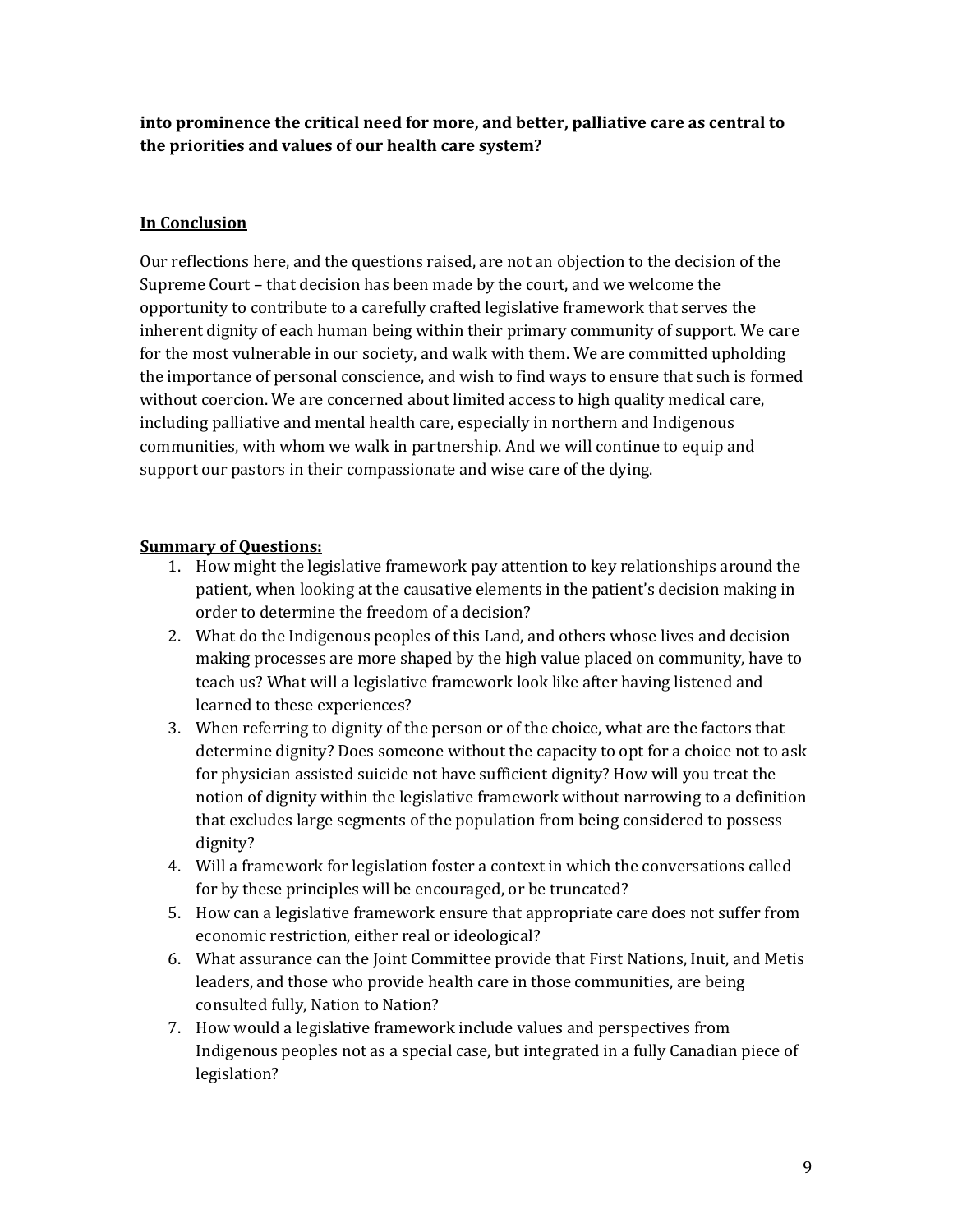**into prominence the critical need for more, and better, palliative care as central to the priorities and values of our health care system?**

## <u>In Conclusion</u>

Our reflections here, and the questions raised, are not an objection to the decision of the Supreme Court – that decision has been made by the court, and we welcome the opportunity to contribute to a carefully crafted legislative framework that serves the inherent dignity of each human being within their primary community of support. We care for the most vulnerable in our society, and walk with them. We are committed upholding the importance of personal conscience, and wish to find ways to ensure that such is formed without coercion. We are concerned about limited access to high quality medical care, including palliative and mental health care, especially in northern and Indigenous communities, with whom we walk in partnership. And we will continue to equip and support our pastors in their compassionate and wise care of the dying.

## <u>Summary of Questions:</u>

1. How might the legislative framework pay attention to key relationships around the patient, when looking at the causative elements in the patient's decision making in order to determine the freedom of a decision?
2. What do the Indigenous peoples of this Land, and others whose lives and decision making processes are more shaped by the high value placed on community, have to teach us? What will a legislative framework look like after having listened and learned to these experiences?
3. When referring to dignity of the person or of the choice, what are the factors that determine dignity? Does someone without the capacity to opt for a choice not to ask for physician assisted suicide not have sufficient dignity? How will you treat the notion of dignity within the legislative framework without narrowing to a definition that excludes large segments of the population from being considered to possess dignity?
4. Will a framework for legislation foster a context in which the conversations called for by these principles will be encouraged, or be truncated?
5. How can a legislative framework ensure that appropriate care does not suffer from economic restriction, either real or ideological?
6. What assurance can the Joint Committee provide that First Nations, Inuit, and Metis leaders, and those who provide health care in those communities, are being consulted fully, Nation to Nation?
7. How would a legislative framework include values and perspectives from Indigenous peoples not as a special case, but integrated in a fully Canadian piece of legislation?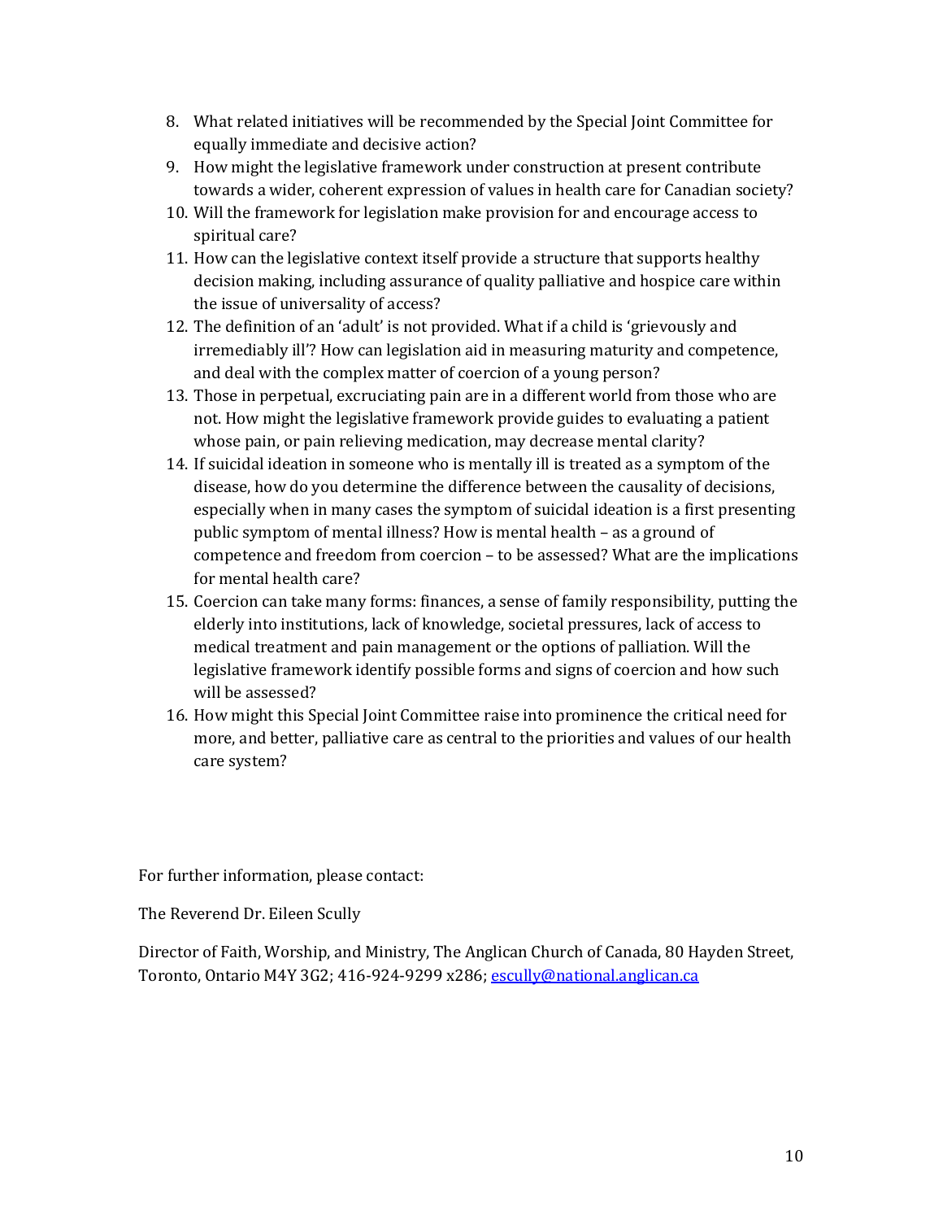8. What related initiatives will be recommended by the Special Joint Committee for equally immediate and decisive action?
9. How might the legislative framework under construction at present contribute towards a wider, coherent expression of values in health care for Canadian society?
10. Will the framework for legislation make provision for and encourage access to spiritual care?
11. How can the legislative context itself provide a structure that supports healthy decision making, including assurance of quality palliative and hospice care within the issue of universality of access?
12. The definition of an 'adult' is not provided. What if a child is 'grievously and irremediably ill'? How can legislation aid in measuring maturity and competence, and deal with the complex matter of coercion of a young person?
13. Those in perpetual, excruciating pain are in a different world from those who are not. How might the legislative framework provide guides to evaluating a patient whose pain, or pain relieving medication, may decrease mental clarity?
14. If suicidal ideation in someone who is mentally ill is treated as a symptom of the disease, how do you determine the difference between the causality of decisions, especially when in many cases the symptom of suicidal ideation is a first presenting public symptom of mental illness? How is mental health – as a ground of competence and freedom from coercion – to be assessed? What are the implications for mental health care?
15. Coercion can take many forms: finances, a sense of family responsibility, putting the elderly into institutions, lack of knowledge, societal pressures, lack of access to medical treatment and pain management or the options of palliation. Will the legislative framework identify possible forms and signs of coercion and how such will be assessed?
16. How might this Special Joint Committee raise into prominence the critical need for more, and better, palliative care as central to the priorities and values of our health care system?

For further information, please contact:

The Reverend Dr. Eileen Scully

Director of Faith, Worship, and Ministry, The Anglican Church of Canada, 80 Hayden Street, Toronto, Ontario M4Y 3G2; 416-924-9299 x286; escully@national.anglican.ca